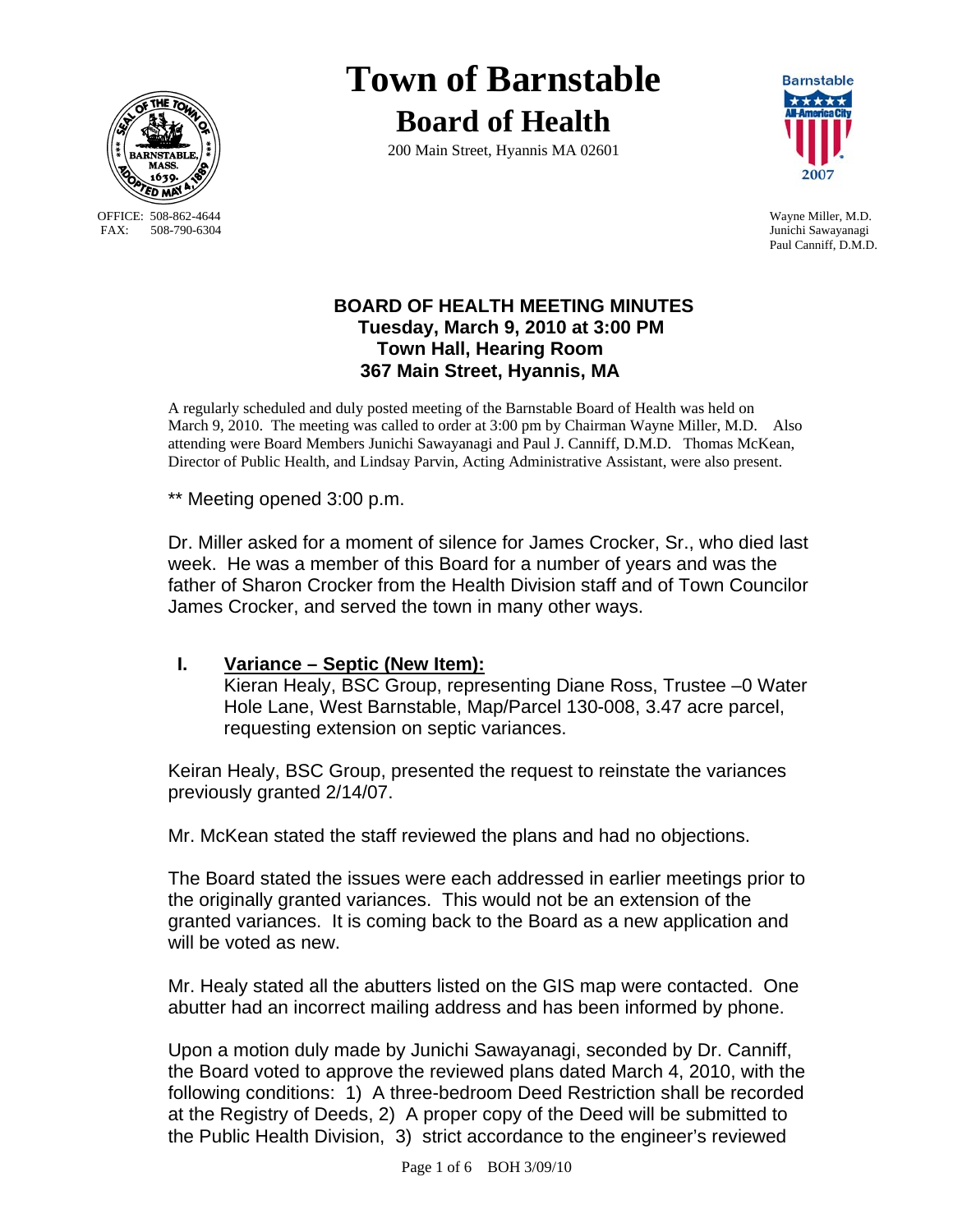# Town of Barnstable

## Board of Health

200 Main Street, Hyannis MA 02601

OFFICE: 508-862-4644
FAX: 508-790-6304

Wayne Miller, M.D.
Junichi Sawayanagi
Paul Canniff, D.M.D.

### BOARD OF HEALTH MEETING MINUTES
**Tuesday, March 9, 2010 at 3:00 PM**
**Town Hall, Hearing Room**
**367 Main Street, Hyannis, MA**

A regularly scheduled and duly posted meeting of the Barnstable Board of Health was held on March 9, 2010. The meeting was called to order at 3:00 pm by Chairman Wayne Miller, M.D. Also attending were Board Members Junichi Sawayanagi and Paul J. Canniff, D.M.D. Thomas McKean, Director of Public Health, and Lindsay Parvin, Acting Administrative Assistant, were also present.

** Meeting opened 3:00 p.m.

Dr. Miller asked for a moment of silence for James Crocker, Sr., who died last week. He was a member of this Board for a number of years and was the father of Sharon Crocker from the Health Division staff and of Town Councilor James Crocker, and served the town in many other ways.

**I. Variance – Septic (New Item):**
Kieran Healy, BSC Group, representing Diane Ross, Trustee –0 Water Hole Lane, West Barnstable, Map/Parcel 130-008, 3.47 acre parcel, requesting extension on septic variances.

Keiran Healy, BSC Group, presented the request to reinstate the variances previously granted 2/14/07.

Mr. McKean stated the staff reviewed the plans and had no objections.

The Board stated the issues were each addressed in earlier meetings prior to the originally granted variances. This would not be an extension of the granted variances. It is coming back to the Board as a new application and will be voted as new.

Mr. Healy stated all the abutters listed on the GIS map were contacted. One abutter had an incorrect mailing address and has been informed by phone.

Upon a motion duly made by Junichi Sawayanagi, seconded by Dr. Canniff, the Board voted to approve the reviewed plans dated March 4, 2010, with the following conditions: 1) A three-bedroom Deed Restriction shall be recorded at the Registry of Deeds, 2) A proper copy of the Deed will be submitted to the Public Health Division, 3) strict accordance to the engineer's reviewed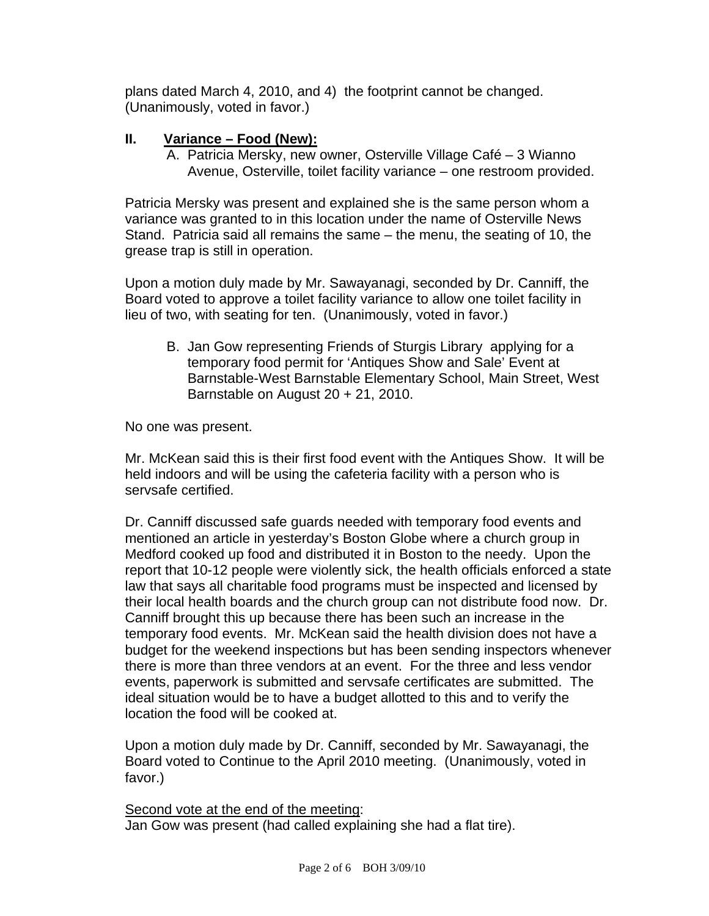plans dated March 4, 2010, and 4) the footprint cannot be changed. (Unanimously, voted in favor.)

## II. Variance – Food (New):

A. Patricia Mersky, new owner, Osterville Village Café – 3 Wianno Avenue, Osterville, toilet facility variance – one restroom provided.

Patricia Mersky was present and explained she is the same person whom a variance was granted to in this location under the name of Osterville News Stand. Patricia said all remains the same – the menu, the seating of 10, the grease trap is still in operation.

Upon a motion duly made by Mr. Sawayanagi, seconded by Dr. Canniff, the Board voted to approve a toilet facility variance to allow one toilet facility in lieu of two, with seating for ten. (Unanimously, voted in favor.)

B. Jan Gow representing Friends of Sturgis Library applying for a temporary food permit for 'Antiques Show and Sale' Event at Barnstable-West Barnstable Elementary School, Main Street, West Barnstable on August 20 + 21, 2010.

No one was present.

Mr. McKean said this is their first food event with the Antiques Show. It will be held indoors and will be using the cafeteria facility with a person who is servsafe certified.

Dr. Canniff discussed safe guards needed with temporary food events and mentioned an article in yesterday's Boston Globe where a church group in Medford cooked up food and distributed it in Boston to the needy. Upon the report that 10-12 people were violently sick, the health officials enforced a state law that says all charitable food programs must be inspected and licensed by their local health boards and the church group can not distribute food now. Dr. Canniff brought this up because there has been such an increase in the temporary food events. Mr. McKean said the health division does not have a budget for the weekend inspections but has been sending inspectors whenever there is more than three vendors at an event. For the three and less vendor events, paperwork is submitted and servsafe certificates are submitted. The ideal situation would be to have a budget allotted to this and to verify the location the food will be cooked at.

Upon a motion duly made by Dr. Canniff, seconded by Mr. Sawayanagi, the Board voted to Continue to the April 2010 meeting. (Unanimously, voted in favor.)

<u>Second vote at the end of the meeting</u>:
Jan Gow was present (had called explaining she had a flat tire).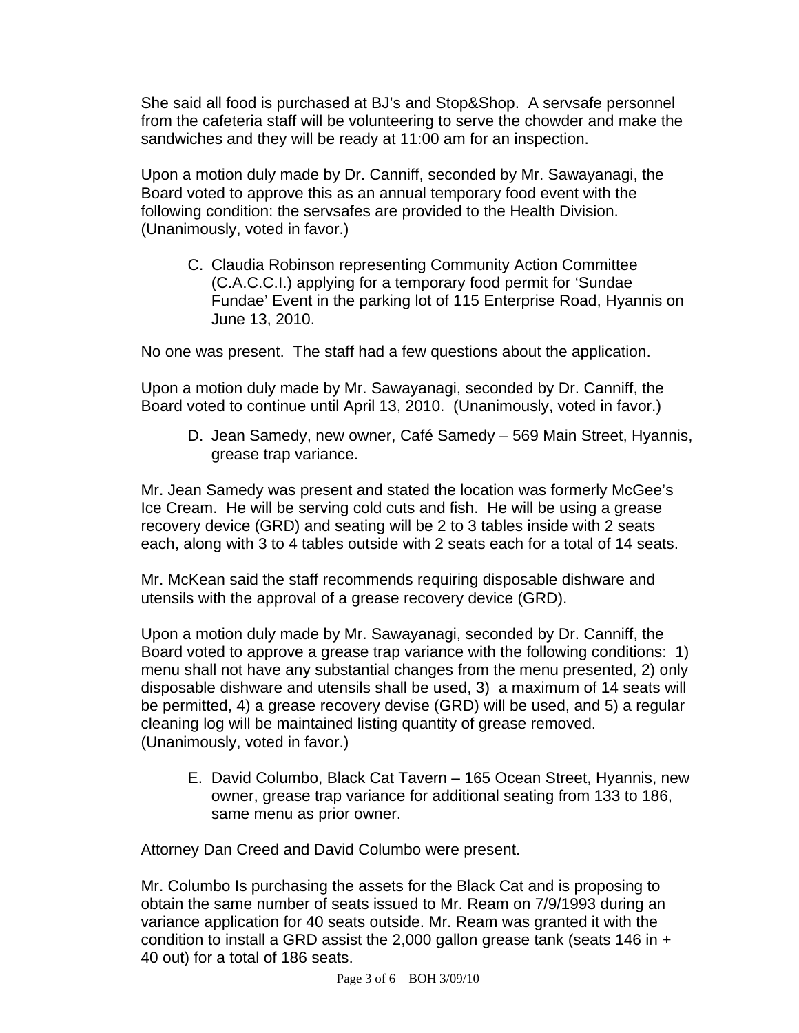She said all food is purchased at BJ's and Stop&Shop. A servsafe personnel from the cafeteria staff will be volunteering to serve the chowder and make the sandwiches and they will be ready at 11:00 am for an inspection.

Upon a motion duly made by Dr. Canniff, seconded by Mr. Sawayanagi, the Board voted to approve this as an annual temporary food event with the following condition: the servsafes are provided to the Health Division. (Unanimously, voted in favor.)

C. Claudia Robinson representing Community Action Committee (C.A.C.C.I.) applying for a temporary food permit for 'Sundae Fundae' Event in the parking lot of 115 Enterprise Road, Hyannis on June 13, 2010.

No one was present. The staff had a few questions about the application.

Upon a motion duly made by Mr. Sawayanagi, seconded by Dr. Canniff, the Board voted to continue until April 13, 2010. (Unanimously, voted in favor.)

D. Jean Samedy, new owner, Café Samedy – 569 Main Street, Hyannis, grease trap variance.

Mr. Jean Samedy was present and stated the location was formerly McGee's Ice Cream. He will be serving cold cuts and fish. He will be using a grease recovery device (GRD) and seating will be 2 to 3 tables inside with 2 seats each, along with 3 to 4 tables outside with 2 seats each for a total of 14 seats.

Mr. McKean said the staff recommends requiring disposable dishware and utensils with the approval of a grease recovery device (GRD).

Upon a motion duly made by Mr. Sawayanagi, seconded by Dr. Canniff, the Board voted to approve a grease trap variance with the following conditions: 1) menu shall not have any substantial changes from the menu presented, 2) only disposable dishware and utensils shall be used, 3) a maximum of 14 seats will be permitted, 4) a grease recovery devise (GRD) will be used, and 5) a regular cleaning log will be maintained listing quantity of grease removed. (Unanimously, voted in favor.)

E. David Columbo, Black Cat Tavern – 165 Ocean Street, Hyannis, new owner, grease trap variance for additional seating from 133 to 186, same menu as prior owner.

Attorney Dan Creed and David Columbo were present.

Mr. Columbo Is purchasing the assets for the Black Cat and is proposing to obtain the same number of seats issued to Mr. Ream on 7/9/1993 during an variance application for 40 seats outside. Mr. Ream was granted it with the condition to install a GRD assist the 2,000 gallon grease tank (seats 146 in + 40 out) for a total of 186 seats.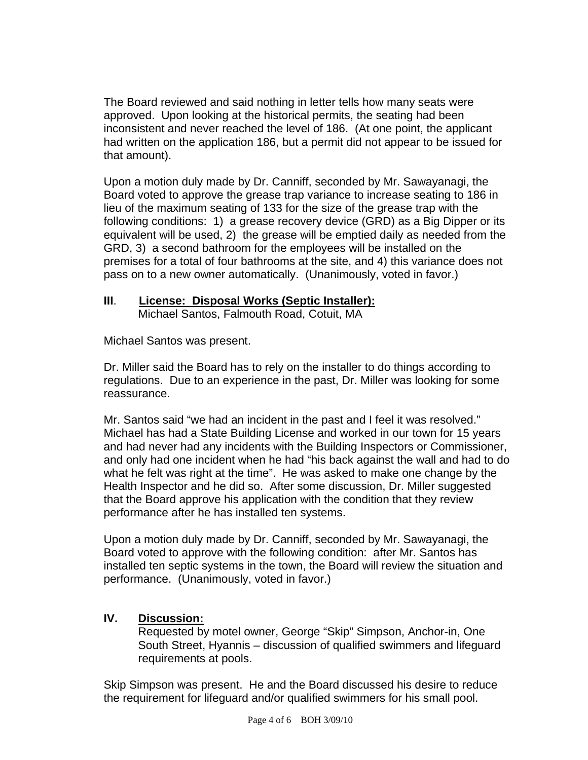The Board reviewed and said nothing in letter tells how many seats were approved. Upon looking at the historical permits, the seating had been inconsistent and never reached the level of 186. (At one point, the applicant had written on the application 186, but a permit did not appear to be issued for that amount).

Upon a motion duly made by Dr. Canniff, seconded by Mr. Sawayanagi, the Board voted to approve the grease trap variance to increase seating to 186 in lieu of the maximum seating of 133 for the size of the grease trap with the following conditions: 1) a grease recovery device (GRD) as a Big Dipper or its equivalent will be used, 2) the grease will be emptied daily as needed from the GRD, 3) a second bathroom for the employees will be installed on the premises for a total of four bathrooms at the site, and 4) this variance does not pass on to a new owner automatically. (Unanimously, voted in favor.)

## III. License: Disposal Works (Septic Installer):

Michael Santos, Falmouth Road, Cotuit, MA

Michael Santos was present.

Dr. Miller said the Board has to rely on the installer to do things according to regulations. Due to an experience in the past, Dr. Miller was looking for some reassurance.

Mr. Santos said "we had an incident in the past and I feel it was resolved." Michael has had a State Building License and worked in our town for 15 years and had never had any incidents with the Building Inspectors or Commissioner, and only had one incident when he had "his back against the wall and had to do what he felt was right at the time". He was asked to make one change by the Health Inspector and he did so. After some discussion, Dr. Miller suggested that the Board approve his application with the condition that they review performance after he has installed ten systems.

Upon a motion duly made by Dr. Canniff, seconded by Mr. Sawayanagi, the Board voted to approve with the following condition: after Mr. Santos has installed ten septic systems in the town, the Board will review the situation and performance. (Unanimously, voted in favor.)

## IV. Discussion:

Requested by motel owner, George "Skip" Simpson, Anchor-in, One South Street, Hyannis – discussion of qualified swimmers and lifeguard requirements at pools.

Skip Simpson was present. He and the Board discussed his desire to reduce the requirement for lifeguard and/or qualified swimmers for his small pool.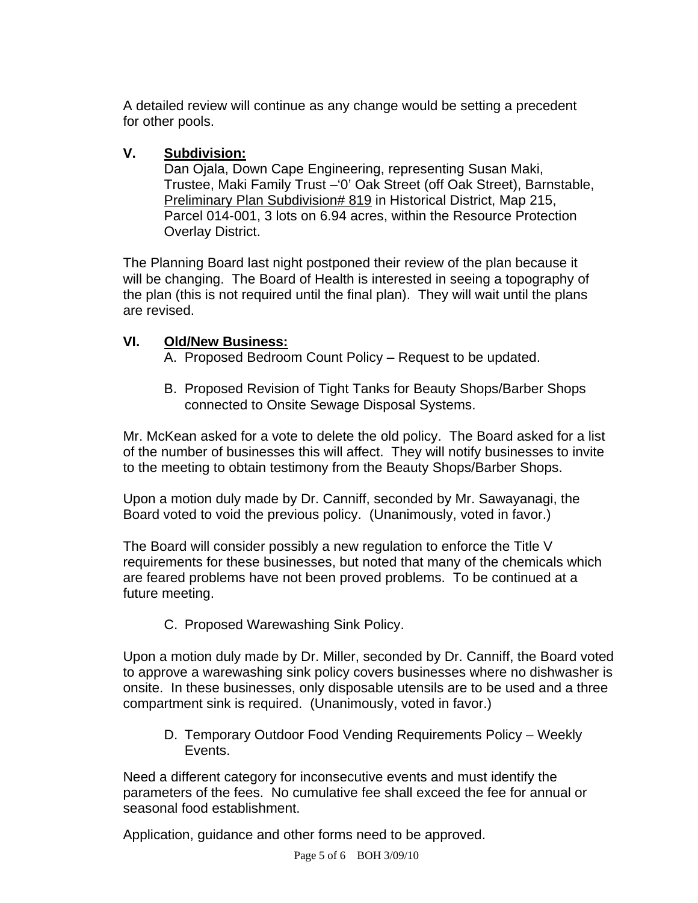A detailed review will continue as any change would be setting a precedent for other pools.

## V. Subdivision:

Dan Ojala, Down Cape Engineering, representing Susan Maki, Trustee, Maki Family Trust –'0' Oak Street (off Oak Street), Barnstable, Preliminary Plan Subdivision# 819 in Historical District, Map 215, Parcel 014-001, 3 lots on 6.94 acres, within the Resource Protection Overlay District.

The Planning Board last night postponed their review of the plan because it will be changing. The Board of Health is interested in seeing a topography of the plan (this is not required until the final plan). They will wait until the plans are revised.

## VI. Old/New Business:

A. Proposed Bedroom Count Policy – Request to be updated.

B. Proposed Revision of Tight Tanks for Beauty Shops/Barber Shops connected to Onsite Sewage Disposal Systems.

Mr. McKean asked for a vote to delete the old policy. The Board asked for a list of the number of businesses this will affect. They will notify businesses to invite to the meeting to obtain testimony from the Beauty Shops/Barber Shops.

Upon a motion duly made by Dr. Canniff, seconded by Mr. Sawayanagi, the Board voted to void the previous policy. (Unanimously, voted in favor.)

The Board will consider possibly a new regulation to enforce the Title V requirements for these businesses, but noted that many of the chemicals which are feared problems have not been proved problems. To be continued at a future meeting.

C. Proposed Warewashing Sink Policy.

Upon a motion duly made by Dr. Miller, seconded by Dr. Canniff, the Board voted to approve a warewashing sink policy covers businesses where no dishwasher is onsite. In these businesses, only disposable utensils are to be used and a three compartment sink is required. (Unanimously, voted in favor.)

D. Temporary Outdoor Food Vending Requirements Policy – Weekly Events.

Need a different category for inconsecutive events and must identify the parameters of the fees. No cumulative fee shall exceed the fee for annual or seasonal food establishment.

Application, guidance and other forms need to be approved.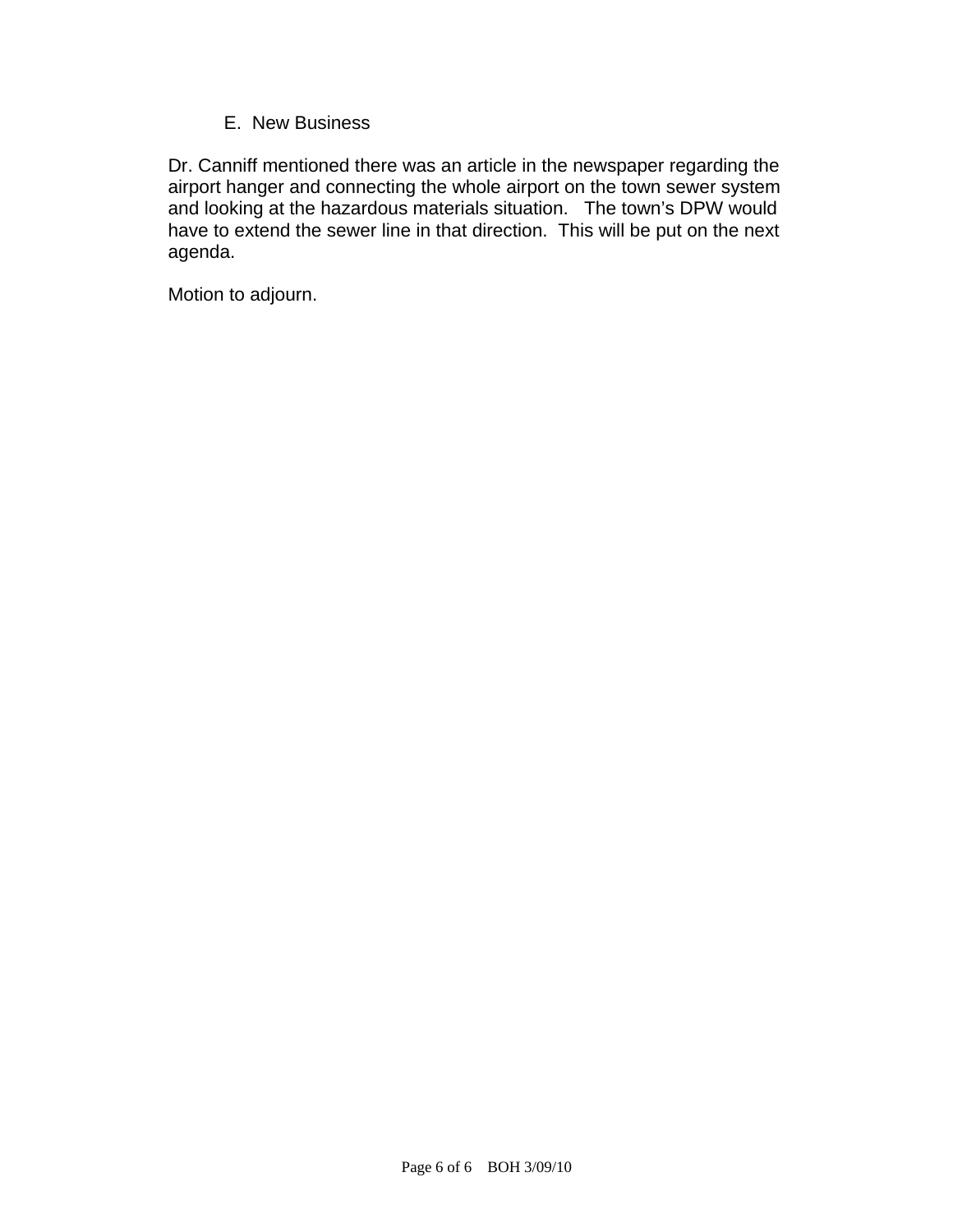E. New Business

Dr. Canniff mentioned there was an article in the newspaper regarding the airport hanger and connecting the whole airport on the town sewer system and looking at the hazardous materials situation. The town's DPW would have to extend the sewer line in that direction. This will be put on the next agenda.

Motion to adjourn.